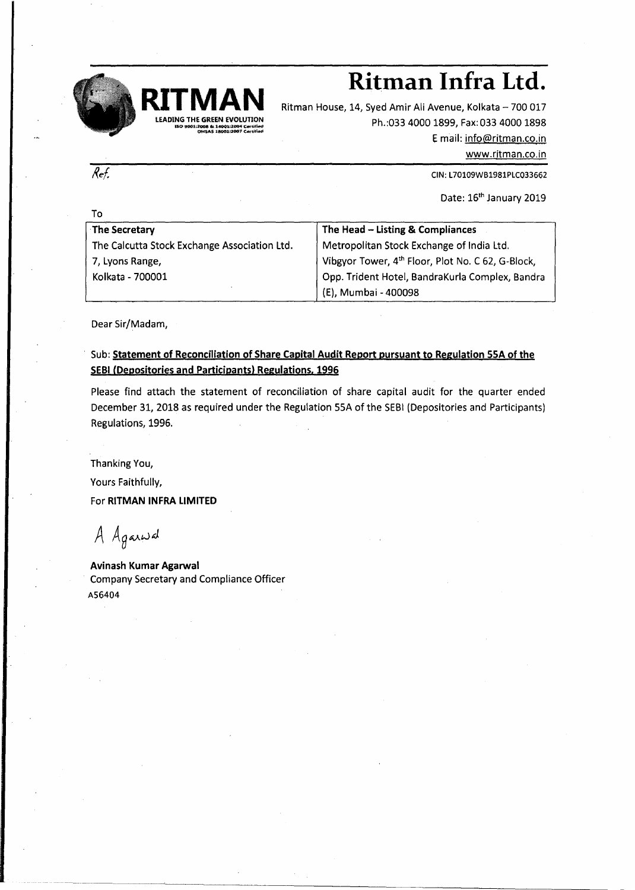# Ritman Infra Ltd.

**RITMAN**
LEADING THE GREEN EVOLUTION
ISO 9001:2008 & 14001:2004 Certified
OHSAS 18001:2007 Certified

Ritman House, 14, Syed Amir Ali Avenue, Kolkata – 700 017
Ph.:033 4000 1899, Fax: 033 4000 1898
E mail: info@ritman.co.in
www.ritman.co.in

Ref.

CIN: L70109WB1981PLC033662

Date: 16th January 2019

To

| The Secretary | The Head – Listing & Compliances |
|---|---|
| The Calcutta Stock Exchange Association Ltd. | Metropolitan Stock Exchange of India Ltd. |
| 7, Lyons Range, | Vibgyor Tower, 4th Floor, Plot No. C 62, G-Block, |
| Kolkata - 700001 | Opp. Trident Hotel, BandraKurla Complex, Bandra (E), Mumbai - 400098 |

Dear Sir/Madam,

Sub: **Statement of Reconciliation of Share Capital Audit Report pursuant to Regulation 55A of the SEBI (Depositories and Participants) Regulations, 1996**

Please find attach the statement of reconciliation of share capital audit for the quarter ended December 31, 2018 as required under the Regulation 55A of the SEBI (Depositories and Participants) Regulations, 1996.

Thanking You,

Yours Faithfully,

For **RITMAN INFRA LIMITED**

A Agarwal

**Avinash Kumar Agarwal**
Company Secretary and Compliance Officer
A56404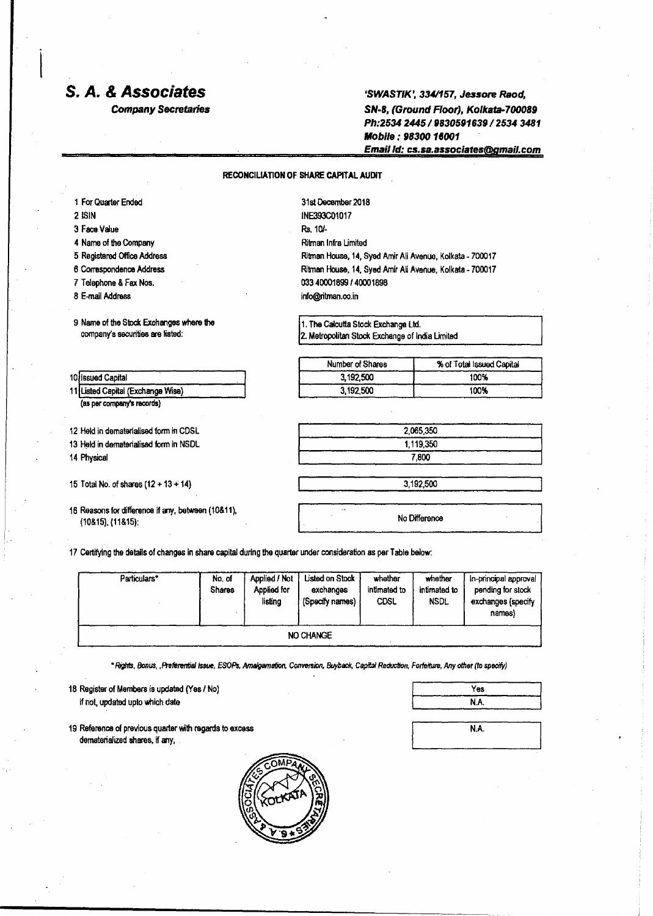# S. A. & Associates

**Company Secretaries**

*'SWASTIK', 334/157, Jessore Raod,*
*SN-8, (Ground Floor), Kolkata-700089*
*Ph:2534 2445 / 9830591639 / 2534 3481*
*Mobile : 98300 16001*
*Email Id: cs.sa.associates@gmail.com*

## RECONCILIATION OF SHARE CAPITAL AUDIT

| | | |
|---|---|---|
| 1 | For Quarter Ended | 31st December 2018 |
| 2 | ISIN | INE393C01017 |
| 3 | Face Value | Rs. 10/- |
| 4 | Name of the Company | Ritman Infra Limited |
| 5 | Registered Office Address | Ritman House, 14, Syed Amir Ali Avenue, Kolkata - 700017 |
| 6 | Correspondence Address | Ritman House, 14, Syed Amir Ali Avenue, Kolkata - 700017 |
| 7 | Telephone & Fax Nos. | 033 40001899 / 40001898 |
| 8 | E-mail Address | info@ritman.co.in |
| 9 | Name of the Stock Exchanges where the company's securities are listed: | 1. The Calcutta Stock Exchange Ltd.<br>2. Metropolitan Stock Exchange of India Limited |

| | | Number of Shares | % of Total Issued Capital |
|---|---|---|---|
| 10 | Issued Capital | 3,192,500 | 100% |
| 11 | Listed Capital (Exchange Wise) (as per company's records) | 3,192,500 | 100% |

| | | |
|---|---|---|
| 12 | Held in dematerialised form in CDSL | 2,065,350 |
| 13 | Held in dematerialised form in NSDL | 1,119,350 |
| 14 | Physical | 7,800 |
| 15 | Total No. of shares (12 + 13 + 14) | 3,192,500 |
| 16 | Reasons for difference if any, between (10&11), (10&15), (11&15): | No Difference |

17 Certifying the details of changes in share capital during the quarter under consideration as per Table below:

| Particulars* | No. of Shares | Applied / Not Applied for listing | Listed on Stock exchanges (Specify names) | whether intimated to CDSL | whether intimated to NSDL | In-principal approval pending for stock exchanges (specify names) |
|---|---|---|---|---|---|---|
| NO CHANGE | | | | | | |

*\* Rights, Bonus, ,Preferential Issue, ESOPs, Amalgamation, Conversion, Buyback, Capital Reduction, Forfeiture, Any other (to specify)*

| | | |
|---|---|---|
| 18 | Register of Members is updated (Yes / No) | Yes |
| | if not, updated upto which date | N.A. |
| 19 | Reference of previous quarter with regards to excess dematerialized shares, if any, | N.A. |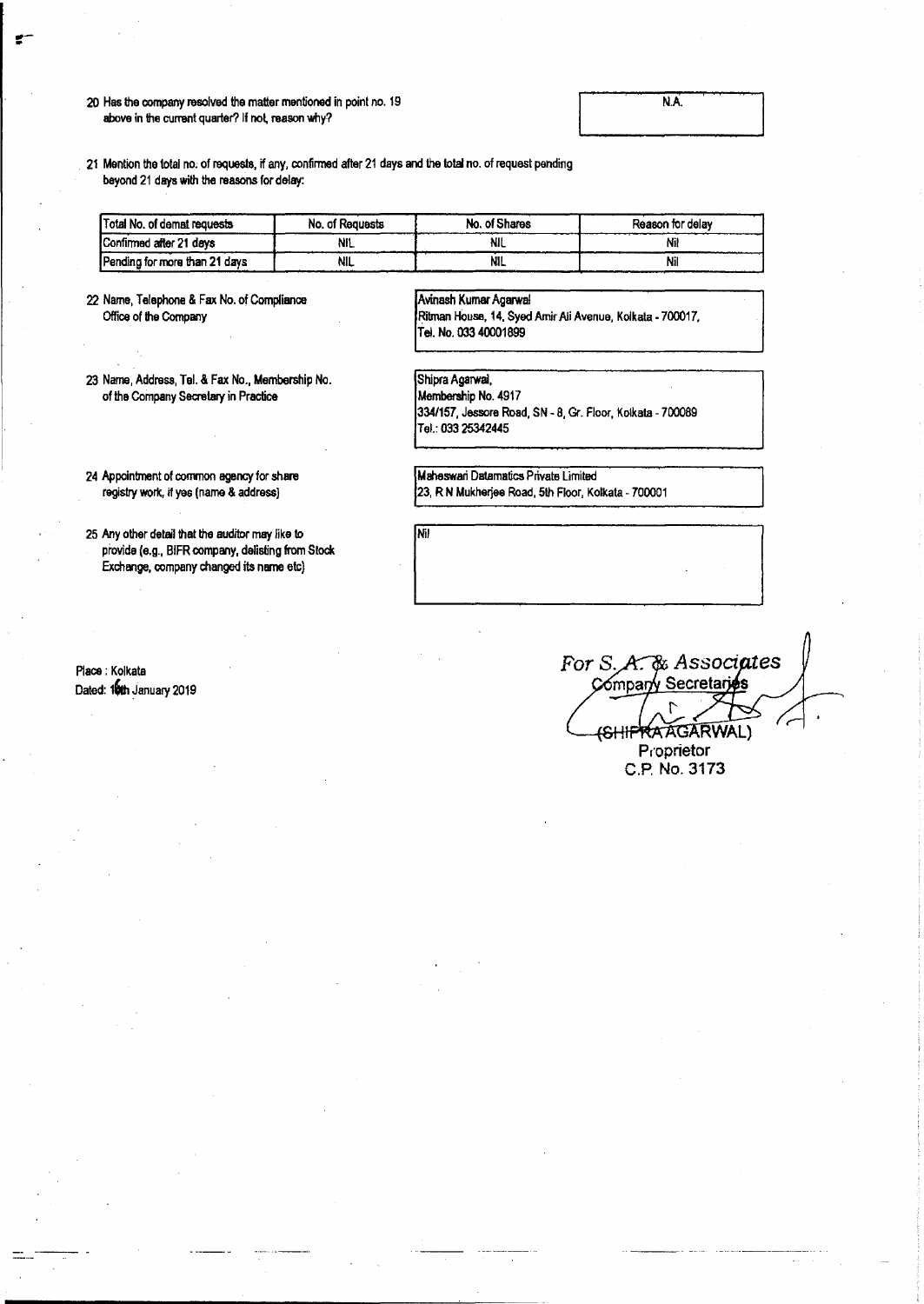20 Has the company resolved the matter mentioned in point no. 19 above in the current quarter? If not, reason why?

N.A.

21 Mention the total no. of requests, if any, confirmed after 21 days and the total no. of request pending beyond 21 days with the reasons for delay:

| Total No. of demat requests | No. of Requests | No. of Shares | Reason for delay |
|---|---|---|---|
| Confirmed after 21 days | NIL | NIL | Nil |
| Pending for more than 21 days | NIL | NIL | Nil |

22 Name, Telephone & Fax No. of Compliance Office of the Company

Avinash Kumar Agarwal
Ritman House, 14, Syed Amir Ali Avenue, Kolkata - 700017,
Tel. No. 033 40001899

23 Name, Address, Tel. & Fax No., Membership No. of the Company Secretary in Practice

Shipra Agarwal,
Membership No. 4917
334/157, Jessore Road, SN - 8, Gr. Floor, Kolkata - 700089
Tel.: 033 25342445

24 Appointment of common agency for share registry work, if yes (name & address)

Maheswari Datamatics Private Limited
23, R N Mukherjee Road, 5th Floor, Kolkata - 700001

25 Any other detail that the auditor may like to provide (e.g., BIFR company, delisting from Stock Exchange, company changed its name etc)

Nil

Place : Kolkata
Dated: 16th January 2019

For S. A. & Associates
Company Secretaries

(SHIPRA AGARWAL)
Proprietor
C.P. No. 3173